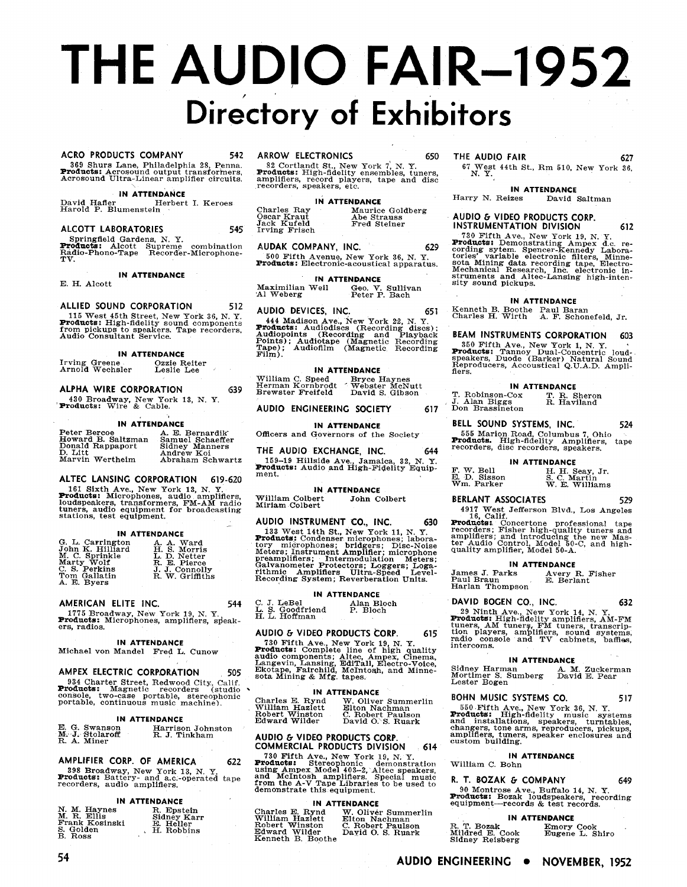# THE AUDIO FAIR—1952

## Directory of Exhibitors

**ACRO PRODUCTS COMPANY** 542
369 Shurs Lane, Philadelphia 28, Penna.
**Products:** Acrosound output transformers, Acrosound Ultra-Linear amplifier circuits.

IN ATTENDANCE
David Hafler — Herbert I. Keroes
Harold P. Blumenstein

**ALCOTT LABORATORIES** 545
Springfield Gardens, N. Y.
**Products:** Alcott Supreme combination Radio-Phono-Tape Recorder-Microphone-TV.

IN ATTENDANCE
E. H. Alcott

**ALLIED SOUND CORPORATION** 512
115 West 45th Street, New York 36, N. Y.
**Products:** High-fidelity sound components from pickups to speakers. Tape recorders, Audio Consultant Service.

IN ATTENDANCE
Irving Greene — Ozzie Reiter
Arnold Wechsler — Leslie Lee

**ALPHA WIRE CORPORATION** 639
430 Broadway, New York 13, N. Y.
**Products:** Wire & Cable.

IN ATTENDANCE
Peter Bercoe — A. E. Bernardik
Howard B. Saltzman — Samuel Schaeffer
Donald Rappaport — Sidney Manners
D. Litt — Andrew Koi
Marvin Wertheim — Abraham Schwartz

**ALTEC LANSING CORPORATION** 619-620
161 Sixth Ave., New York 13, N. Y.
**Products:** Microphones, audio amplifiers, loudspeakers, transformers, FM-AM radio tuners, audio equipment for broadcasting stations, test equipment.

IN ATTENDANCE
G. L. Carrington — A. A. Ward
John K. Hilliard — H. S. Morris
M. C. Sprinkle — L. D. Netter
Marty Wolf — R. E. Pierce
C. S. Perkins — J. J. Connolly
Tom Gallatin — R. W. Griffiths
A. E. Byers

**AMERICAN ELITE INC.** 544
1775 Broadway, New York 19, N. Y.
**Products:** Microphones, amplifiers, speakers, radios.

IN ATTENDANCE
Michael von Mandel — Fred L. Cunow

**AMPEX ELECTRIC CORPORATION** 505
934 Charter Street, Redwood City, Calif.
**Products:** Magnetic recorders (studio console, two-case portable, stereophonic portable, continuous music machine).

IN ATTENDANCE
E. G. Swanson — Harrison Johnston
M. J. Stolaroff — R. J. Tinkham
R. A. Miner

**AMPLIFIER CORP. OF AMERICA** 622
398 Broadway, New York 13, N. Y.
**Products:** Battery- and a.c.-operated tape recorders, audio amplifiers.

IN ATTENDANCE
N. M. Haynes — R. Epstein
M. R. Ellis — Sidney Karr
Frank Kosinski — E. Heller
S. Golden — H. Robbins
B. Ross

**ARROW ELECTRONICS** 650
82 Cortlandt St., New York 7, N. Y.
**Products:** High-fidelity ensembles, tuners, amplifiers, record players, tape and disc recorders, speakers, etc.

IN ATTENDANCE
Charles Ray — Maurice Goldberg
Oscar Kraut — Abe Strauss
Jack Kufeld — Fred Steiner
Irving Frisch

**AUDAK COMPANY, INC.** 629
500 Fifth Avenue, New York 36, N. Y.
**Products:** Electronic-acoustical apparatus.

IN ATTENDANCE
Maximilian Weil — Geo. V. Sullivan
Al Weberg — Peter P. Bach

**AUDIO DEVICES, INC.** 651
444 Madison Ave., New York 22, N. Y.
**Products:** Audiodiscs (Recording discs); Audiopoints (Recording and Playback Points); Audiotape (Magnetic Recording Tape); Audiofilm (Magnetic Recording Film).

IN ATTENDANCE
William C. Speed — Bryce Haynes
Herman Kornbrodt — Webster McNutt
Brewster Freifeld — David S. Gibson

**AUDIO ENGINEERING SOCIETY** 617

IN ATTENDANCE
Officers and Governors of the Society

**THE AUDIO EXCHANGE, INC.** 644
159-19 Hillside Ave., Jamaica, 32, N. Y.
**Products:** Audio and High-Fidelity Equipment.

IN ATTENDANCE
William Colbert — John Colbert
Miriam Colbert

**AUDIO INSTRUMENT CO., INC.** 630
133 West 14th St., New York 11, N. Y.
**Products:** Condenser microphones; laboratory microphones; bridgers; Disc-Noise Meters; Instrument Amplifier; microphone preamplifiers; Intermodulation Meters; Galvanometer Protectors; Loggers; Logarithmic Amplifiers Ultra-Speed Level-Recording System; Reverberation Units.

IN ATTENDANCE
C. J. LeBel — Alan Bloch
L. S. Goodfriend — P. Bloch
H. L. Hoffman

**AUDIO & VIDEO PRODUCTS CORP.** 615
730 Fifth Ave., New York 19, N. Y.
**Products:** Complete line of high quality audio components; Altec, Ampex, Cinema, Langevin, Lansing, EdiTall, Electro-Voice, Ekotape, Fairchild, McIntosh, and Minnesota Mining & Mfg. tapes.

IN ATTENDANCE
Charles E. Rynd — W. Oliver Summerlin
William Hazlett — Elton Nachman
Robert Winston — C. Robert Paulson
Edward Wilder — David O. S. Ruark

**AUDIO & VIDEO PRODUCTS CORP. COMMERCIAL PRODUCTS DIVISION** 614
730 Fifth Ave., New York 19, N. Y.
**Products:** Stereophonic demonstration using Ampex Model 403-2, Altec speakers, and McIntosh amplifiers. Special music from the A-V Tape Libraries to be used to demonstrate this equipment.

IN ATTENDANCE
Charles E. Rynd — W. Olivér Summerlin
William Hazlett — Elton Nachman
Robert Winston — C. Robert Paulson
Edward Wilder — David O. S. Ruark
Kenneth B. Boothe

**THE AUDIO FAIR** 627
67 West 44th St., Rm 510, New York 36, N. Y.

IN ATTENDANCE
Harry N. Reizes — David Saltman

**AUDIO & VIDEO PRODUCTS CORP. INSTRUMENTATION DIVISION** 612
730 Fifth Ave., New York 19, N. Y.
**Products:** Demonstrating Ampex d.c. recording sytem. Spencer-Kennedy Laboratories' variable electronic filters, Minnesota Mining data recording tape, Electro-Mechanical Research, Inc. electronic instruments and Altec-Lansing high-intensity sound pickups.

IN ATTENDANCE
Kenneth B. Boothe — Paul Baran
Charles H. Wirth — A. F. Schonefeld, Jr.

**BEAM INSTRUMENTS CORPORATION** 603
350 Fifth Ave., New York 1, N. Y.
**Products:** Tannoy Dual-Concentric loudspeakers, Duode (Barker) Natural Sound Reproducers, Accoustical Q.U.A.D. Amplifiers.

IN ATTENDANCE
T. Robinson-Cox — T. R. Sheron
J. Alan Biggs — R. Haviland
Don Brassineton

**BELL SOUND SYSTEMS, INC.** 524
555 Marion Road, Columbus 7, Ohio
**Products.** High-fidelity Amplifiers, tape recorders, disc recorders, speakers.

IN ATTENDANCE
F. W. Bell — H. H. Seay, Jr.
E. D. Sisson — S. C. Martin
Wm. Parker — W. E. Williams

**BERLANT ASSOCIATES** 529
4917 West Jefferson Blvd., Los Angeles 16, Calif.
**Products:** Concertone professional tape recorders; Fisher high-quality tuners and amplifiers; and introducing the new Master Audio Control, Model 50-C, and high-quality amplifier, Model 50-A.

IN ATTENDANCE
James J. Parks — Avery R. Fisher
Paul Braun — E. Berlant
Harlan Thompson

**DAVID BOGEN CO., INC.** 632
29 Ninth Ave., New York 14, N. Y.
**Products:** High-fidelity amplifiers, AM-FM tuners, AM tuners, FM tuners, transcription players, amplifiers, sound systems, radio console and TV cabinets, baffles, intercoms.

IN ATTENDANCE
Sidney Harman — A. M. Zuckerman
Mortimer S. Sumberg — David E. Pear
Lester Bogen

**BOHN MUSIC SYSTEMS CO.** 517
550 Fifth Ave., New York 36, N. Y.
**Products:** High-fidelity music systems and installations, speakers, turntables, changers, tone arms, reproducers, pickups, amplifiers, tuners, speaker enclosures and custom building.

IN ATTENDANCE
William C. Bohn

**R. T. BOZAK & COMPANY** 649
90 Montrose Ave., Buffalo 14, N. Y.
**Products:** Bozak loudspeakers, recording equipment—records & test records.

IN ATTENDANCE
R. T. Bozak — Emory Cook
Mildred E. Cook — Eugene L. Shiro
Sidney Reisberg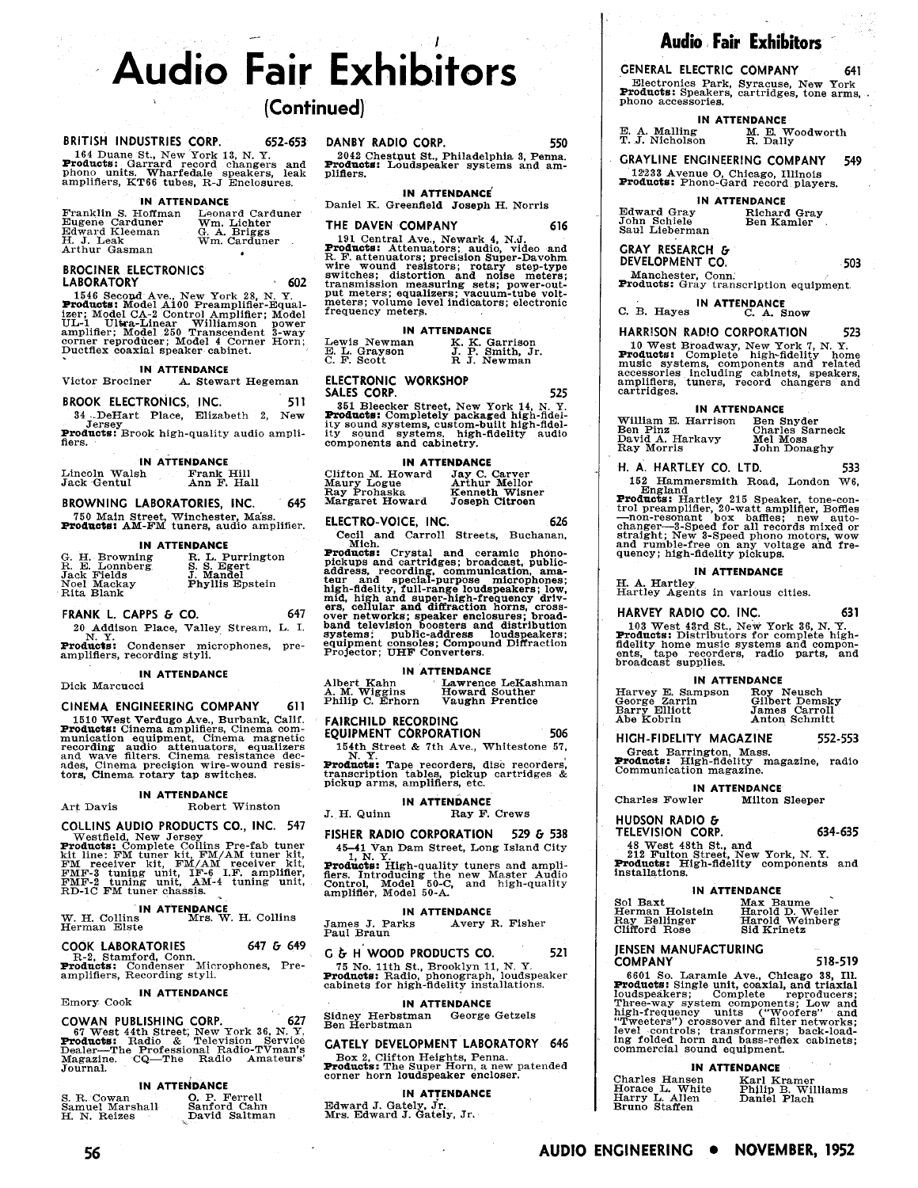# Audio Fair Exhibitors

## (Continued)

### BRITISH INDUSTRIES CORP. 652-653

164 Duane St., New York 13, N. Y.
**Products:** Garrard record changers and phono units. Wharfedale speakers, leak amplifiers, KT66 tubes, R-J Enclosures.

**IN ATTENDANCE**

Franklin S. Hoffman, Leonard Carduner, Eugene Carduner, Wm. Lichter, Edward Kleeman, G. A. Briggs, H. J. Leak, Wm. Carduner, Arthur Gasman

### BROCINER ELECTRONICS LABORATORY 602

1546 Second Ave., New York 28, N. Y.
**Products:** Model A100 Preamplifier-Equalizer; Model CA-2 Control Amplifier; Model UL-1 Ultra-Linear Williamson power amplifier; Model 250 Transcendent 3-way corner reproducer; Model 4 Corner Horn; Ductflex coaxial speaker cabinet.

**IN ATTENDANCE**

Victor Brociner, A. Stewart Hegeman

### BROOK ELECTRONICS, INC. 511

34 DeHart Place, Elizabeth 2, New Jersey
**Products:** Brook high-quality audio amplifiers.

**IN ATTENDANCE**

Lincoln Walsh, Frank Hill, Jack Gentul, Ann F. Hall

### BROWNING LABORATORIES, INC. 645

750 Main Street, Winchester, Mass.
**Products:** AM-FM tuners, audio amplifier.

**IN ATTENDANCE**

G. H. Browning, R. L. Purrington, R. E. Lonnberg, S. S. Egert, Jack Fields, J. Mandel, Noel Mackay, Phyllis Epstein, Rita Blank

### FRANK L. CAPPS & CO. 647

20 Addison Place, Valley Stream, L. I. N. Y.
**Products:** Condenser microphones, preamplifiers, recording styli.

**IN ATTENDANCE**

Dick Marcucci

### CINEMA ENGINEERING COMPANY 611

1510 West Verdugo Ave., Burbank, Calif.
**Products:** Cinema amplifiers, Cinema communication equipment, Cinema magnetic recording audio attenuators, equalizers and wave filters. Cinema resistance decades, Cinema precision wire-wound resistors, Cinema rotary tap switches.

**IN ATTENDANCE**

Art Davis, Robert Winston

### COLLINS AUDIO PRODUCTS CO., INC. 547

Westfield, New Jersey
**Products:** Complete Collins Pre-fab tuner kit line: FM tuner kit, FM/AM tuner kit, FM receiver kit, FM/AM receiver kit, FMF-3 tuning unit, IF-6 I.F. amplifier, FMF-2 tuning unit, AM-4 tuning unit, RD-1C FM tuner chassis.

**IN ATTENDANCE**

W. H. Collins, Mrs. W. H. Collins, Herman Elste

### COOK LABORATORIES 647 & 649

R-2, Stamford, Conn.
**Products:** Condenser Microphones, Preamplifiers, Recording styli.

**IN ATTENDANCE**

Emory Cook

### COWAN PUBLISHING CORP. 627

67 West 44th Street, New York 36, N. Y.
**Products:** Radio & Television Service Dealer—The Professional Radio-TVman's Magazine, CQ—The Radio Amateurs' Journal.

**IN ATTENDANCE**

S. R. Cowan, O. P. Ferrell, Samuel Marshall, Sanford Cahn, H. N. Reizes, David Saltman

### DANBY RADIO CORP. 550

2042 Chestnut St., Philadelphia 3, Penna.
**Products:** Loudspeaker systems and amplifiers.

**IN ATTENDANCE**

Daniel K. Greenfield, Joseph H. Norris

### THE DAVEN COMPANY 616

191 Central Ave., Newark 4, N.J.
**Products:** Attenuators; audio, video and R. F. attenuators; precision Super-Davohm wire wound resistors; rotary step-type switches; distortion and noise meters; transmission measuring sets; power-output meters; equalizers; vacuum-tube voltmeters; volume level indicators; electronic frequency meters.

**IN ATTENDANCE**

Lewis Newman, K. K. Garrison, E. L. Grayson, J. P. Smith, Jr., C. F. Scott, R. J. Newman

### ELECTRONIC WORKSHOP SALES CORP. 525

351 Bleecker Street, New York 14, N. Y.
**Products:** Completely packaged high-fidelity sound systems, custom-built high-fidelity sound systems, high-fidelity audio components and cabinetry.

**IN ATTENDANCE**

Clifton M. Howard, Jay C. Carver, Maury Logue, Arthur Mellor, Ray Prohaska, Kenneth Wisner, Margaret Howard, Joseph Citroen

### ELECTRO-VOICE, INC. 626

Cecil and Carroll Streets, Buchanan, Mich.
**Products:** Crystal and ceramic phonopickups and cartridges; broadcast, public-address, recording, communication, amateur and special-purpose microphones; high-fidelity, full-range loudspeakers; low, mid, high and super-high-frequency drivers, cellular and diffraction horns, crossover networks; speaker enclosures; broadband television boosters and distribution systems; public-address loudspeakers; equipment consoles; Compound Diffraction Projector; UHF Converters.

**IN ATTENDANCE**

Albert Kahn, Lawrence LeKashman, A. M. Wiggins, Howard Souther, Philip C. Erhorn, Vaughn Prentice

### FAIRCHILD RECORDING EQUIPMENT CORPORATION 506

154th Street & 7th Ave., Whitestone 57, N. Y.
**Products:** Tape recorders, disc recorders, transcription tables, pickup cartridges & pickup arms, amplifiers, etc.

**IN ATTENDANCE**

J. H. Quinn, Ray F. Crews

### FISHER RADIO CORPORATION 529 & 538

45-41 Van Dam Street, Long Island City 1, N. Y.
**Products:** High-quality tuners and amplifiers. Introducing the new Master Audio Control, Model 50-C, and high-quality amplifier, Model 50-A.

**IN ATTENDANCE**

James J. Parks, Avery R. Fisher, Paul Braun

### G & H WOOD PRODUCTS CO. 521

75 No. 11th St., Brooklyn 11, N. Y.
**Products:** Radio, phonograph, loudspeaker cabinets for high-fidelity installations.

**IN ATTENDANCE**

Sidney Herbstman, George Getzels, Ben Herbstman

### GATELY DEVELOPMENT LABORATORY 646

Box 2, Clifton Heights, Penna.
**Products:** The Super Horn, a new patented corner horn loudspeaker encloser.

**IN ATTENDANCE**

Edward J. Gately, Jr., Mrs. Edward J. Gately, Jr.

### GENERAL ELECTRIC COMPANY 641

Electronics Park, Syracuse, New York
**Products:** Speakers, cartridges, tone arms, phono accessories.

**IN ATTENDANCE**

E. A. Malling, M. E. Woodworth, T. J. Nicholson, R. Dally

### GRAYLINE ENGINEERING COMPANY 549

12233 Avenue O, Chicago, Illinois
**Products:** Phono-Gard record players.

**IN ATTENDANCE**

Edward Gray, Richard Gray, John Schiele, Ben Kamler, Saul Lieberman

### GRAY RESEARCH & DEVELOPMENT CO. 503

Manchester, Conn.
**Products:** Gray transcription equipment.

**IN ATTENDANCE**

C. B. Hayes, C. A. Snow

### HARRISON RADIO CORPORATION 523

10 West Broadway, New York 7, N. Y.
**Products:** Complete high-fidelity home music systems, components and related accessories including cabinets, speakers, amplifiers, tuners, record changers and cartridges.

**IN ATTENDANCE**

William E. Harrison, Ben Snyder, Ben Pinz, Charles Sarneck, David A. Harkavy, Mel Moss, Ray Morris, John Donaghy

### H. A. HARTLEY CO. LTD. 533

152 Hammersmith Road, London W6, England
**Products:** Hartley 215 Speaker, tone-control preamplifier, 20-watt amplifier, Boffles—non-resonant box baffles; new auto-changer—3-Speed for all records mixed or straight; New 3-Speed phono motors, wow and rumble-free on any voltage and frequency; high-fidelity pickups.

**IN ATTENDANCE**

H. A. Hartley
Hartley Agents in various cities.

### HARVEY RADIO CO. INC. 631

103 West 43rd St., New York 36, N. Y.
**Products:** Distributors for complete high-fidelity home music systems and components, tape recorders, radio parts, and broadcast supplies.

**IN ATTENDANCE**

Harvey E. Sampson, Roy Neusch, George Zarrin, Gilbert Demsky, Barry Elliott, James Carroll, Abe Kobrin, Anton Schmitt

### HIGH-FIDELITY MAGAZINE 552-553

Great Barrington, Mass.
**Products:** High-fidelity magazine, radio Communication magazine.

**IN ATTENDANCE**

Charles Fowler, Milton Sleeper

### HUDSON RADIO & TELEVISION CORP. 634-635

48 West 48th St., and 212 Fulton Street, New York, N. Y.
**Products:** High-fidelity components and installations.

**IN ATTENDANCE**

Sol Baxt, Max Baume, Herman Holstein, Harold D. Weiler, Ray Bellinger, Harold Weinberg, Clifford Rose, Sid Krinetz

### JENSEN MANUFACTURING COMPANY 518-519

6601 So. Laramie Ave., Chicago 38, Ill.
**Products:** Single unit, coaxial, and triaxial loudspeakers; Complete reproducers; Three-way system components; Low and high-frequency units ("Woofers" and "Tweeters") crossover and filter networks; level controls; transformers; back-loading folded horn and bass-reflex cabinets; commercial sound equipment.

**IN ATTENDANCE**

Charles Hansen, Karl Kramer, Horace L. White, Philip B. Williams, Harry L. Allen, Daniel Plach, Bruno Staffen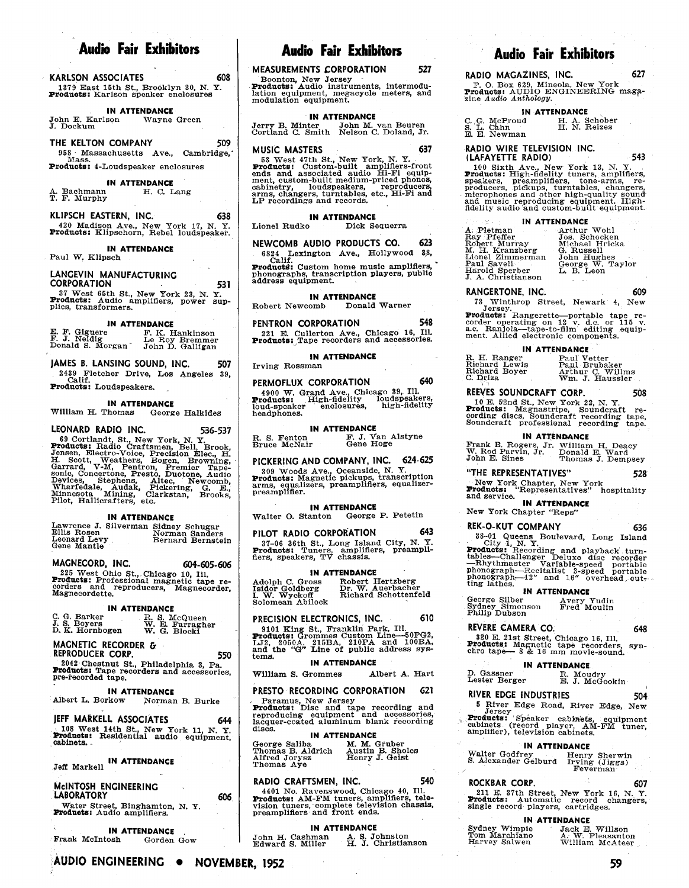## Audio Fair Exhibitors

**KARLSON ASSOCIATES** 608
1379 East 15th St., Brooklyn 30, N. Y.
**Products:** Karlson speaker enclosures

**IN ATTENDANCE**
John E. Karlson — Wayne Green
J. Dockum

**THE KELTON COMPANY** 509
958 Massachusetts Ave., Cambridge, Mass.
**Products:** 4-Loudspeaker enclosures

**IN ATTENDANCE**
A. Bachmann — H. C. Lang
T. F. Murphy

**KLIPSCH EASTERN, INC.** 638
420 Madison Ave., New York 17, N. Y.
**Products:** Klipschorn, Rebel loudspeaker.

**IN ATTENDANCE**
Paul W. Klipsch

**LANGEVIN MANUFACTURING CORPORATION** 531
37 West 65th St., New York 23, N. Y.
**Products:** Audio amplifiers, power supplies, transformers.

**IN ATTENDANCE**
E. F. Giguere — F. K. Hankinson
F. J. Neidig — Le Roy Bremmer
Donald S. Morgan — John D. Galligan

**JAMES B. LANSING SOUND, INC.** 507
2439 Fletcher Drive, Los Angeles 39, Calif.
**Products:** Loudspeakers.

**IN ATTENDANCE**
William H. Thomas — George Halkides

**LEONARD RADIO INC.** 536-537
69 Cortlandt St., New York, N. Y.
**Products:** Radio Craftsmen, Bell, Brook, Jensen, Electro-Voice, Precision Elec., H. H. Scott, Weathers, Bogen, Browning, Garrard, V-M, Pentron, Premier Tapesonic, Concertone, Presto, Duotone, Audio Devices, Stephens, Altec, Newcomb, Wharfedale, Audak, Pickering, G. E., Minnesota Mining, Clarkstan, Brooks, Pilot, Hallicrafters, etc.

**IN ATTENDANCE**
Lawrence J. Silverman — Sidney Schugar
Ellis Rosen — Norman Sanders
Leonard Levy — Bernard Bernstein
Gene Mantle

**MAGNECORD, INC.** 604-605-606
225 West Ohio St., Chicago 10, Ill.
**Products:** Professional magnetic tape recorders and reproducers, Magnecorder, Magnecordette.

**IN ATTENDANCE**
C. G. Barker — R. S. McQueen
J. S. Boyers — W. E. Farragher
D. K. Hornbogen — W. G. Blocki

**MAGNETIC RECORDER & REPRODUCER CORP.** 550
2042 Chestnut St., Philadelphia 3, Pa.
**Products:** Tape recorders and accessories, pre-recorded tape.

**IN ATTENDANCE**
Albert L. Borkow — Norman B. Burke

**JEFF MARKELL ASSOCIATES** 644
108 West 14th St., New York 11, N. Y.
**Products:** Residential audio equipment, cabinets.

**IN ATTENDANCE**
Jeff Markell

**McINTOSH ENGINEERING LABORATORY** 606
Water Street, Binghamton, N. Y.
**Products:** Audio amplifiers.

**IN ATTENDANCE**
Frank McIntosh — Gorden Gow

**MEASUREMENTS CORPORATION** 527
Boonton, New Jersey
**Products:** Audio instruments, intermodulation equipment, megacycle meters, and modulation equipment.

**IN ATTENDANCE**
Jerry B. Minter — John M. van Beuren
Cortland C. Smith — Nelson C. Doland, Jr.

**MUSIC MASTERS** 637
53 West 47th St., New York, N. Y.
**Products:** Custom-built amplifiers-front ends and associated audio Hi-Fi equipment, custom-built medium-priced phonos, cabinetry, loudspeakers, reproducers, arms, changers, turntables, etc., Hi-Fi and LP recordings and records.

**IN ATTENDANCE**
Lionel Rudko — Dick Sequerra

**NEWCOMB AUDIO PRODUCTS CO.** 623
6824 Lexington Ave., Hollywood 38, Calif.
**Products:** Custom home music amplifiers, phonographs, transcription players, public address equipment.

**IN ATTENDANCE**
Robert Newcomb — Donald Warner

**PENTRON CORPORATION** 548
221 E. Cullerton Ave., Chicago 16, Ill.
**Products:** Tape recorders and accessories.

**IN ATTENDANCE**
Irving Rossman

**PERMOFLUX CORPORATION** 640
4900 W. Grand Ave., Chicago 39, Ill.
**Products:** High-fidelity loudspeakers, loud-speaker enclosures, high-fidelity headphones.

**IN ATTENDANCE**
R. S. Fenton — F. J. Van Alstyne
Bruce McNair — Gene Hoge

**PICKERING AND COMPANY, INC.** 624-625
309 Woods Ave., Oceanside, N. Y.
**Products:** Magnetic pickups, transcription arms, equalizers, preamplifiers, equalizer-preamplifier.

**IN ATTENDANCE**
Walter O. Stanton — George P. Petetin

**PILOT RADIO CORPORATION** 643
37-06 36th St., Long Island City, N. Y.
**Products:** Tuners, amplifiers, preamplifiers, speakers, TV chassis.

**IN ATTENDANCE**
Adolph C. Gross — Robert Hertzberg
Isidor Goldberg — Dr. W. Auerbacher
I. W. Wyckoff — Richard Schottenfeld
Solomean Abilock

**PRECISION ELECTRONICS, INC.** 610
9101 King St., Franklin Park, Ill.
**Products:** Grommes Custom Line—50PG2, LJ2, 2050A, 215BA, 210PA and 100BA, and the "G" Line of public address systems.

**IN ATTENDANCE**
William S. Grommes — Albert A. Hart

**PRESTO RECORDING CORPORATION** 621
Paramus, New Jersey
**Products:** Disc and tape recording and reproducing equipment and accessories, lacquer-coated aluminum blank recording discs.

**IN ATTENDANCE**
George Saliba — M. M. Gruber
Thomas B. Aldrich — Austin B. Sholes
Alfred Jorysz — Henry J. Geist
Thomas Aye

**RADIO CRAFTSMEN, INC.** 540
4401 No. Ravenswood, Chicago 40, Ill.
**Products:** AM-FM tuners, amplifiers, television tuners, complete television chassis, preamplifiers and front ends.

**IN ATTENDANCE**
John H. Cashman — A. S. Johnston
Edward S. Miller — H. J. Christianson

**RADIO MAGAZINES, INC.** 627
P. O. Box 629, Mineola, New York
**Products:** AUDIO ENGINEERING magazine *Audio Anthology.*

**IN ATTENDANCE**
C. G. McProud — H. A. Schober
S. L. Cahn — H. N. Reizes
E. E. Newman

**RADIO WIRE TELEVISION INC. (LAFAYETTE RADIO)** 543
100 Sixth Ave., New York 13, N. Y.
**Products:** High-fidelity tuners, amplifiers, speakers, preamplifiers, tone-arms, reproducers, pickups, turntables, changers, microphones and other high-quality sound and music reproducing equipment. High-fidelity audio and custom-built equipment.

**IN ATTENDANCE**
A. Pletman — Arthur Wohl
Ray Pfeffer — Jos. Schocken
Robert Murray — Michael Hricka
M. H. Kranzberg — G. Russell
Lionel Zimmerman — John Hughes
Paul Savell — George W. Taylor
Harold Sperber — L. B. Leon
J. A. Christianson

**RANGERTONE, INC.** 609
73 Winthrop Street, Newark 4, New Jersey.
**Products:** Rangerette—portable tape recorder operating on 12 v. d.c. or 115 v. a.c. Ranjola—tape-to-film editing equipment. Allied electronic components.

**IN ATTENDANCE**
R. H. Ranger — Paul Vetter
Richard Lewis — Paul Brubaker
Richard Boyer — Arthur C. Willms
C. Driza — Wm. J. Haussler

**REEVES SOUNDCRAFT CORP.** 508
10 E. 52nd St., New York 22, N. Y.
**Products:** Magnastripe, Soundcraft recording discs, Soundcraft recording tape, Soundcraft professional recording tape.

**IN ATTENDANCE**
Frank B. Rogers, Jr. — William H. Deacy
W. Rod Parvin, Jr. — Donald E. Ward
John E. Sines — Thomas J. Dempsey

**"THE REPRESENTATIVES"** 528
New York Chapter, New York
**Products:** "Representatives" hospitality and service.

**IN ATTENDANCE**
New York Chapter "Reps"

**REK-O-KUT COMPANY** 636
38-01 Queens Boulevard, Long Island City 1, N. Y.
**Products:** Recording and playback turntables—Challenger Deluxe disc recorder—Rhythmaster Variable-speed portable phonograph—Recitalist 3-speed portable phonograph—12" and 16" overhead cutting lathes.

**IN ATTENDANCE**
George Silber — Avery Yudin
Sydney Simonson — Fred Moulin
Philip Dubson

**REVERE CAMERA CO.** 648
320 E. 21st Street, Chicago 16, Ill.
**Products:** Magnetic tape recorders, synchro tape— 8 & 16 mm movie-sound.

**IN ATTENDANCE**
D. Gassner — R. Moudry
Lester Berger — E. J. McGookin

**RIVER EDGE INDUSTRIES** 504
5 River Edge Road, River Edge, New Jersey
**Products:** Speaker cabinets, equipment cabinets (record player, AM-FM tuner, amplifier), television cabinets.

**IN ATTENDANCE**
Walter Godfrey — Henry Sherwin
S. Alexander Gelburd — Irving (Jiggs) Feverman

**ROCKBAR CORP.** 607
211 E. 37th Street, New York 16, N. Y.
**Products:** Automatic record changers, single record players, cartridges.

**IN ATTENDANCE**
Sydney Wimpie — Jack E. Willson
Tom Marchiano — A. W. Pleasanton
Harvey Salwen — William McAteer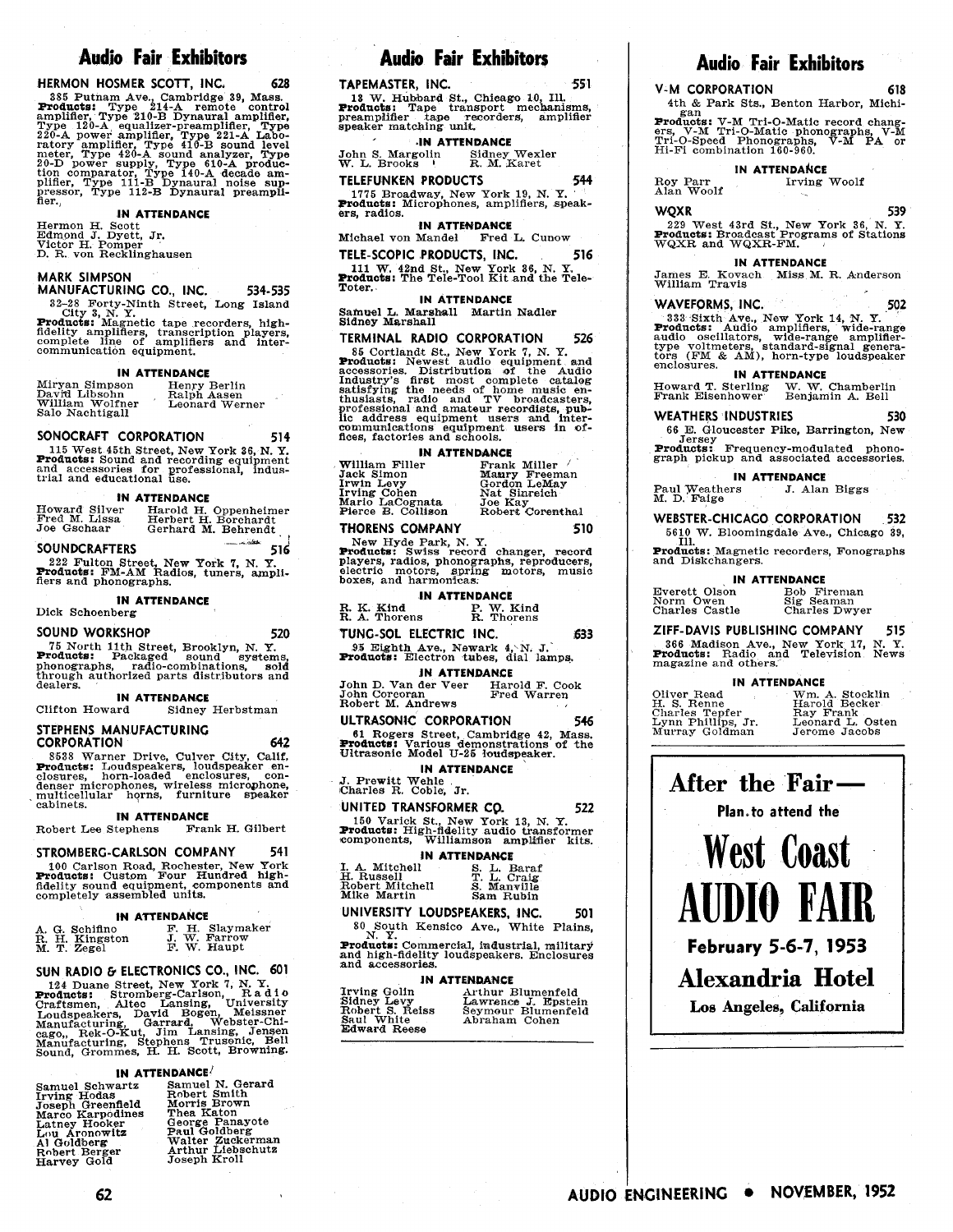## Audio Fair Exhibitors

**HERMON HOSMER SCOTT, INC.** 628

385 Putnam Ave., Cambridge 39, Mass.
**Products:** Type 214-A remote control amplifier, Type 210-B Dynaural amplifier, Type 120-A equalizer-preamplifier, Type 220-A power amplifier, Type 221-A Laboratory amplifier, Type 410-B sound level meter, Type 420-A sound analyzer, Type 20-D power supply, Type 610-A production comparator, Type 140-A decade amplifier, Type 111-B Dynaural noise suppressor, Type 112-B Dynaural preamplifier.

**IN ATTENDANCE**

Hermon H. Scott
Edmond J. Dyett, Jr.
Victor H. Pomper
D. R. von Recklinghausen

**MARK SIMPSON MANUFACTURING CO., INC.** 534-535

32-28 Forty-Ninth Street, Long Island City 3, N. Y.
**Products:** Magnetic tape recorders, high-fidelity amplifiers, transcription players, complete line of amplifiers and inter-communication equipment.

**IN ATTENDANCE**

Miryan Simpson — Henry Berlin
David Libsohn — Ralph Aasen
William Wolfner — Leonard Werner
Salo Nachtigall

**SONOCRAFT CORPORATION** 514

115 West 45th Street, New York 36, N. Y.
**Products:** Sound and recording equipment and accessories for professional, industrial and educational use.

**IN ATTENDANCE**

Howard Silver — Harold H. Oppenheimer
Fred M. Lissa — Herbert H. Borchardt
Joe Gschaar — Gerhard M. Behrendt

**SOUNDCRAFTERS** 516

222 Fulton Street, New York 7, N. Y.
**Products:** FM-AM Radios, tuners, amplifiers and phonographs.

**IN ATTENDANCE**

Dick Schoenberg

**SOUND WORKSHOP** 520

75 North 11th Street, Brooklyn, N. Y.
**Products:** Packaged sound systems, phonographs, radio-combinations, sold through authorized parts distributors and dealers.

**IN ATTENDANCE**

Clifton Howard — Sidney Herbstman

**STEPHENS MANUFACTURING CORPORATION** 642

8538 Warner Drive, Culver City, Calif.
**Products:** Loudspeakers, loudspeaker enclosures, horn-loaded enclosures, condenser microphones, wireless microphone, multicellular horns, furniture speaker cabinets.

**IN ATTENDANCE**

Robert Lee Stephens — Frank H. Gilbert

**STROMBERG-CARLSON COMPANY** 541

100 Carlson Road, Rochester, New York
**Products:** Custom Four Hundred high-fidelity sound equipment, components and completely assembled units.

**IN ATTENDANCE**

A. G. Schifino — F. H. Slaymaker
R. H. Kingston — J. W. Farrow
M. T. Zegel — F. W. Haupt

**SUN RADIO & ELECTRONICS CO., INC.** 601

124 Duane Street, New York 7, N. Y.
**Products:** Stromberg-Carlson, Radio Craftsmen, Altec Lansing, University Loudspeakers, David Bogen, Meissner Manufacturing, Garrard, Webster-Chicago, Rek-O-Kut, Jim Lansing, Jensen Manufacturing, Stephens Trusonic, Bell Sound, Grommes, H. H. Scott, Browning.

**IN ATTENDANCE**

Samuel Schwartz — Samuel N. Gerard
Irving Hodas — Robert Smith
Joseph Greenfield — Morris Brown
Marco Karpodines — Thea Katon
Latney Hooker — George Panayote
Lou Aronowitz — Paul Goldberg
Al Goldberg — Walter Zuckerman
Robert Berger — Arthur Liebschutz
Harvey Gold — Joseph Kroll

**TAPEMASTER, INC.** 551

13 W. Hubbard St., Chicago 10, Ill.
**Products:** Tape transport mechanisms, preamplifier tape recorders, amplifier speaker matching unit.

**IN ATTENDANCE**

John S. Margolin — Sidney Wexler
W. L. Brooks — R. M. Karet

**TELEFUNKEN PRODUCTS** 544

1775 Broadway, New York 19, N. Y.
**Products:** Microphones, amplifiers, speakers, radios.

**IN ATTENDANCE**

Michael von Mandel — Fred L. Cunow

**TELE-SCOPIC PRODUCTS, INC.** 516

111 W. 42nd St., New York 36, N. Y.
**Products:** The Tele-Tool Kit and the Tele-Toter.

**IN ATTENDANCE**

Samuel L. Marshall — Martin Nadler
Sidney Marshall

**TERMINAL RADIO CORPORATION** 526

85 Cortlandt St., New York 7, N. Y.
**Products:** Newest audio equipment and accessories. Distribution of the Audio Industry's first most complete catalog satisfying the needs of home music enthusiasts, radio and TV broadcasters, professional and amateur recordists, public address equipment users and inter-communications equipment users in offices, factories and schools.

**IN ATTENDANCE**

William Filler — Frank Miller
Jack Simon — Maury Freeman
Irwin Levy — Gordon LeMay
Irving Cohen — Nat Sinreich
Mario LaCognata — Joe Kay
Pierce B. Collison — Robert Corenthal

**THORENS COMPANY** 510

New Hyde Park, N. Y.
**Products:** Swiss record changer, record players, radios, phonographs, reproducers, electric motors, spring motors, music boxes, and harmonicas.

**IN ATTENDANCE**

R. K. Kind — P. W. Kind
R. A. Thorens — R. Thorens

**TUNG-SOL ELECTRIC INC.** 633

95 Eighth Ave., Newark 4, N. J.
**Products:** Electron tubes, dial lamps.

**IN ATTENDANCE**

John D. Van der Veer — Harold F. Cook
John Corcoran — Fred Warren
Robert M. Andrews

**ULTRASONIC CORPORATION** 546

61 Rogers Street, Cambridge 42, Mass.
**Products:** Various demonstrations of the Ultrasonic Model U-25 loudspeaker.

**IN ATTENDANCE**

J. Prewitt Wehle
Charles R. Coble, Jr.

**UNITED TRANSFORMER CO.** 522

150 Varick St., New York 13, N. Y.
**Products:** High-fidelity audio transformer components, Williamson amplifier kits.

**IN ATTENDANCE**

I. A. Mitchell — S. L. Baraf
H. Russell — T. L. Craig
Robert Mitchell — S. Manville
Mike Martin — Sam Rubin

**UNIVERSITY LOUDSPEAKERS, INC.** 501

80 South Kensico Ave., White Plains, N. Y.
**Products:** Commercial, industrial, military and high-fidelity loudspeakers. Enclosures and accessories.

**IN ATTENDANCE**

Irving Golin — Arthur Blumenfeld
Sidney Levy — Lawrence J. Epstein
Robert S. Reiss — Seymour Blumenfeld
Saul White — Abraham Cohen
Edward Reese

**V-M CORPORATION** 618

4th & Park Sts., Benton Harbor, Michigan
**Products:** V-M Tri-O-Matic record changers, V-M Tri-O-Matic phonographs, V-M Tri-O-Speed Phonographs, V-M PA or Hi-Fi combination 160-960.

**IN ATTENDANCE**

Roy Parr — Irving Woolf
Alan Woolf

**WQXR** 539

229 West 43rd St., New York 36, N. Y.
**Products:** Broadcast Programs of Stations WQXR and WQXR-FM.

**IN ATTENDANCE**

James E. Kovach — Miss M. R. Anderson
William Travis

**WAVEFORMS, INC.** 502

333 Sixth Ave., New York 14, N. Y.
**Products:** Audio amplifiers, wide-range audio oscillators, wide-range amplifier-type voltmeters, standard-signal generators (FM & AM), horn-type loudspeaker enclosures.

**IN ATTENDANCE**

Howard T. Sterling — W. W. Chamberlin
Frank Eisenhower — Benjamin A. Bell

**WEATHERS INDUSTRIES** 530

66 E. Gloucester Pike, Barrington, New Jersey
**Products:** Frequency-modulated phonograph pickup and associated accessories.

**IN ATTENDANCE**

Paul Weathers — J. Alan Biggs
M. D. Faige

**WEBSTER-CHICAGO CORPORATION** 532

5610 W. Bloomingdale Ave., Chicago 39, Ill.
**Products:** Magnetic recorders, Fonographs and Diskchangers.

**IN ATTENDANCE**

Everett Olson — Bob Fireman
Norm Owen — Sig Seaman
Charles Castle — Charles Dwyer

**ZIFF-DAVIS PUBLISHING COMPANY** 515

366 Madison Ave., New York 17, N. Y.
**Products:** Radio and Television News magazine and others.

**IN ATTENDANCE**

Oliver Read — Wm. A. Stocklin
H. S. Renne — Harold Becker
Charles Tepfer — Ray Frank
Lynn Phillips, Jr. — Leonard L. Osten
Murray Goldman — Jerome Jacobs

---

**After the Fair—**

Plan to attend the

# West Coast AUDIO FAIR

**February 5-6-7, 1953**

**Alexandria Hotel**

**Los Angeles, California**